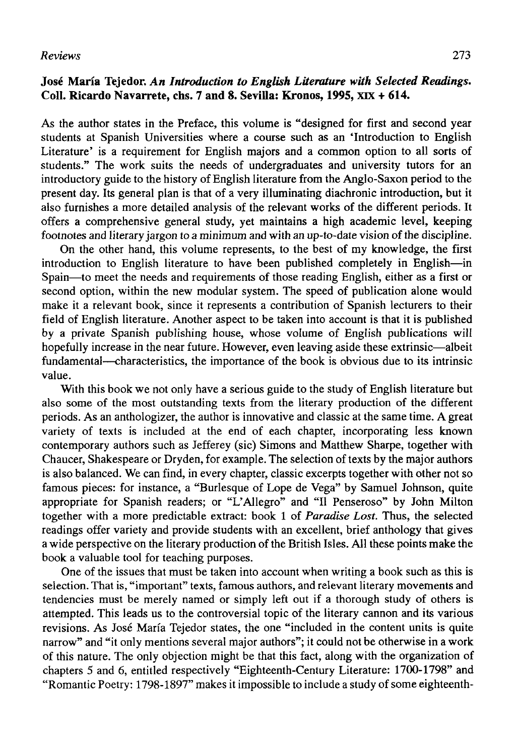**José María Tejedor. *An Introduction to English Literature with Selected Readings.* Coll. Ricardo Navarrete, chs. 7 and 8. Sevilla: Kronos, 1995, XIX + 614.**

As the author states in the Preface, this volume is "designed for first and second year students at Spanish Universities where a course such as an 'Introduction to English Literature' is a requirement for English majors and a common option to all sorts of students." The work suits the needs of undergraduates and university tutors for an introductory guide to the history of English literature from the Anglo-Saxon period to the present day. Its general plan is that of a very illuminating diachronic introduction, but it also furnishes a more detailed analysis of the relevant works of the different periods. It offers a comprehensive general study, yet maintains a high academic level, keeping footnotes and literary jargon to a minimum and with an up-to-date vision of the discipline.

On the other hand, this volume represents, to the best of my knowledge, the first introduction to English literature to have been published completely in English—in Spain—to meet the needs and requirements of those reading English, either as a first or second option, within the new modular system. The speed of publication alone would make it a relevant book, since it represents a contribution of Spanish lecturers to their field of English literature. Another aspect to be taken into account is that it is published by a private Spanish publishing house, whose volume of English publications will hopefully increase in the near future. However, even leaving aside these extrinsic—albeit fundamental—characteristics, the importance of the book is obvious due to its intrinsic value.

With this book we not only have a serious guide to the study of English literature but also some of the most outstanding texts from the literary production of the different periods. As an anthologizer, the author is innovative and classic at the same time. A great variety of texts is included at the end of each chapter, incorporating less known contemporary authors such as Jefferey (sic) Simons and Matthew Sharpe, together with Chaucer, Shakespeare or Dryden, for example. The selection of texts by the major authors is also balanced. We can find, in every chapter, classic excerpts together with other not so famous pieces: for instance, a "Burlesque of Lope de Vega" by Samuel Johnson, quite appropriate for Spanish readers; or "L'Allegro" and "Il Penseroso" by John Milton together with a more predictable extract: book 1 of *Paradise Lost.* Thus, the selected readings offer variety and provide students with an excellent, brief anthology that gives a wide perspective on the literary production of the British Isles. All these points make the book a valuable tool for teaching purposes.

One of the issues that must be taken into account when writing a book such as this is selection. That is, "important" texts, famous authors, and relevant literary movements and tendencies must be merely named or simply left out if a thorough study of others is attempted. This leads us to the controversial topic of the literary cannon and its various revisions. As José María Tejedor states, the one "included in the content units is quite narrow" and "it only mentions several major authors"; it could not be otherwise in a work of this nature. The only objection might be that this fact, along with the organization of chapters 5 and 6, entitled respectively "Eighteenth-Century Literature: 1700-1798" and "Romantic Poetry: 1798-1897" makes it impossible to include a study of some eighteenth-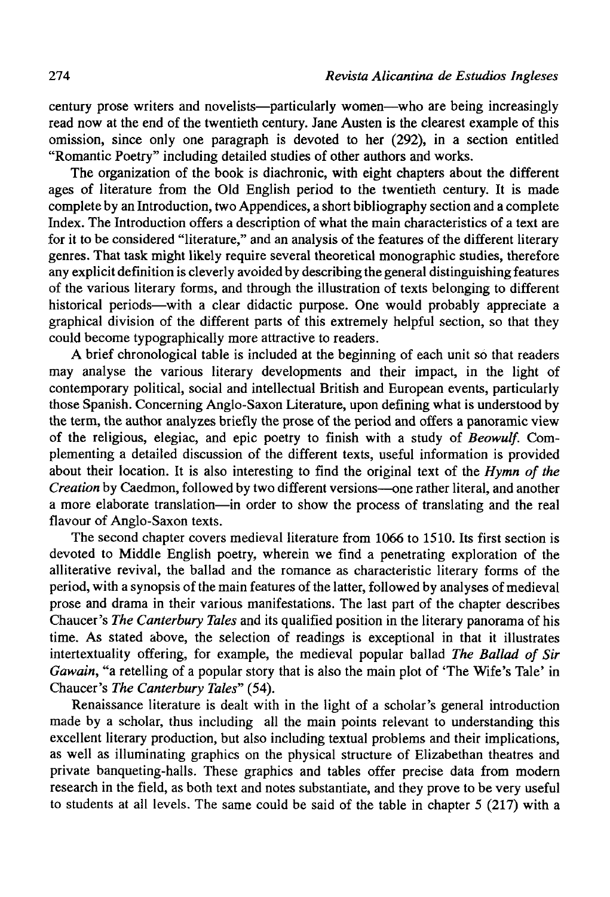century prose writers and novelists—particularly women—who are being increasingly read now at the end of the twentieth century. Jane Austen is the clearest example of this omission, since only one paragraph is devoted to her (292), in a section entitled "Romantic Poetry" including detailed studies of other authors and works.

The organization of the book is diachronic, with eight chapters about the different ages of literature from the Old English period to the twentieth century. It is made complete by an Introduction, two Appendices, a short bibliography section and a complete Index. The Introduction offers a description of what the main characteristics of a text are for it to be considered "literature," and an analysis of the features of the different literary genres. That task might likely require several theoretical monographic studies, therefore any explicit definition is cleverly avoided by describing the general distinguishing features of the various literary forms, and through the illustration of texts belonging to different historical periods—with a clear didactic purpose. One would probably appreciate a graphical division of the different parts of this extremely helpful section, so that they could become typographically more attractive to readers.

A brief chronological table is included at the beginning of each unit so that readers may analyse the various literary developments and their impact, in the light of contemporary political, social and intellectual British and European events, particularly those Spanish. Concerning Anglo-Saxon Literature, upon defining what is understood by the term, the author analyzes briefly the prose of the period and offers a panoramic view of the religious, elegiac, and epic poetry to finish with a study of *Beowulf*. Complementing a detailed discussion of the different texts, useful information is provided about their location. It is also interesting to find the original text of the *Hymn of the Creation* by Caedmon, followed by two different versions—one rather literal, and another a more elaborate translation—in order to show the process of translating and the real flavour of Anglo-Saxon texts.

The second chapter covers medieval literature from 1066 to 1510. Its first section is devoted to Middle English poetry, wherein we find a penetrating exploration of the alliterative revival, the ballad and the romance as characteristic literary forms of the period, with a synopsis of the main features of the latter, followed by analyses of medieval prose and drama in their various manifestations. The last part of the chapter describes Chaucer's *The Canterbury Tales* and its qualified position in the literary panorama of his time. As stated above, the selection of readings is exceptional in that it illustrates intertextuality offering, for example, the medieval popular ballad *The Ballad of Sir Gawain*, "a retelling of a popular story that is also the main plot of 'The Wife's Tale' in Chaucer's *The Canterbury Tales*" (54).

Renaissance literature is dealt with in the light of a scholar's general introduction made by a scholar, thus including all the main points relevant to understanding this excellent literary production, but also including textual problems and their implications, as well as illuminating graphics on the physical structure of Elizabethan theatres and private banqueting-halls. These graphics and tables offer precise data from modern research in the field, as both text and notes substantiate, and they prove to be very useful to students at all levels. The same could be said of the table in chapter 5 (217) with a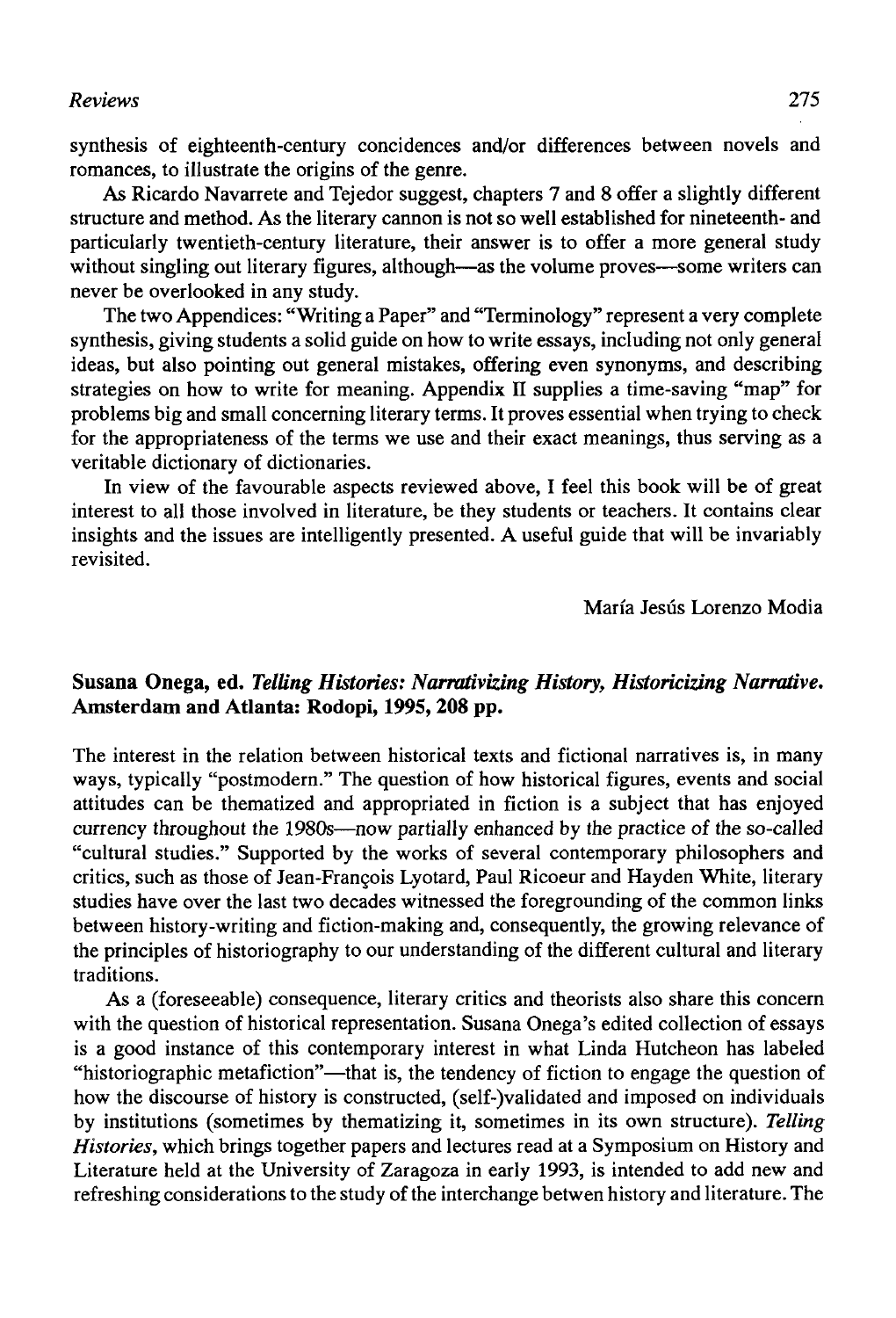synthesis of eighteenth-century concidences and/or differences between novels and romances, to illustrate the origins of the genre.

As Ricardo Navarrete and Tejedor suggest, chapters 7 and 8 offer a slightly different structure and method. As the literary cannon is not so well established for nineteenth- and particularly twentieth-century literature, their answer is to offer a more general study without singling out literary figures, although—as the volume proves—some writers can never be overlooked in any study.

The two Appendices: "Writing a Paper" and "Terminology" represent a very complete synthesis, giving students a solid guide on how to write essays, including not only general ideas, but also pointing out general mistakes, offering even synonyms, and describing strategies on how to write for meaning. Appendix II supplies a time-saving "map" for problems big and small concerning literary terms. It proves essential when trying to check for the appropriateness of the terms we use and their exact meanings, thus serving as a veritable dictionary of dictionaries.

In view of the favourable aspects reviewed above, I feel this book will be of great interest to all those involved in literature, be they students or teachers. It contains clear insights and the issues are intelligently presented. A useful guide that will be invariably revisited.

María Jesús Lorenzo Modia

## Susana Onega, ed. *Telling Histories: Narrativizing History, Historicizing Narrative*. Amsterdam and Atlanta: Rodopi, 1995, 208 pp.

The interest in the relation between historical texts and fictional narratives is, in many ways, typically "postmodern." The question of how historical figures, events and social attitudes can be thematized and appropriated in fiction is a subject that has enjoyed currency throughout the 1980s—now partially enhanced by the practice of the so-called "cultural studies." Supported by the works of several contemporary philosophers and critics, such as those of Jean-François Lyotard, Paul Ricoeur and Hayden White, literary studies have over the last two decades witnessed the foregrounding of the common links between history-writing and fiction-making and, consequently, the growing relevance of the principles of historiography to our understanding of the different cultural and literary traditions.

As a (foreseeable) consequence, literary critics and theorists also share this concern with the question of historical representation. Susana Onega's edited collection of essays is a good instance of this contemporary interest in what Linda Hutcheon has labeled "historiographic metafiction"—that is, the tendency of fiction to engage the question of how the discourse of history is constructed, (self-)validated and imposed on individuals by institutions (sometimes by thematizing it, sometimes in its own structure). *Telling Histories*, which brings together papers and lectures read at a Symposium on History and Literature held at the University of Zaragoza in early 1993, is intended to add new and refreshing considerations to the study of the interchange betwen history and literature. The